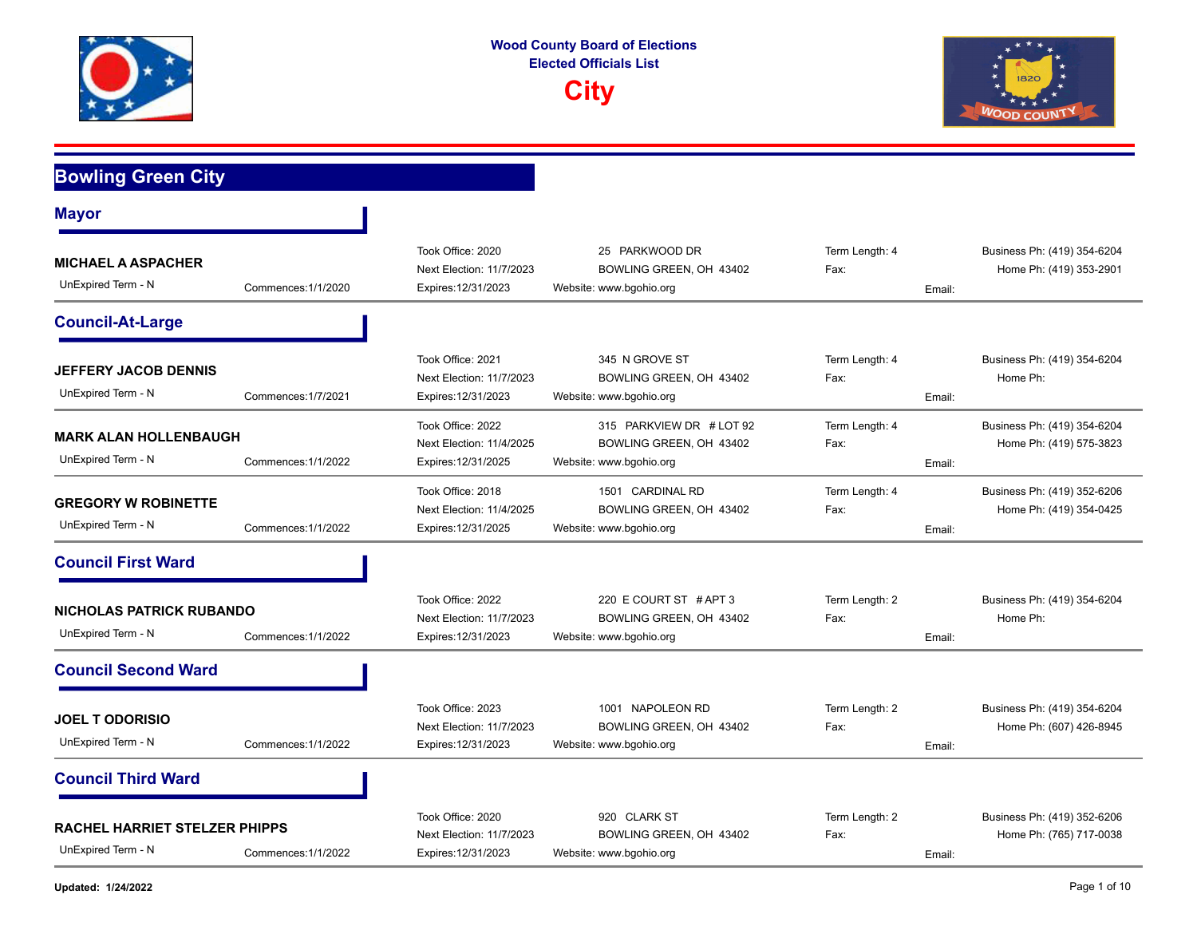**Wood County Board of Elections**
**Elected Officials List**

# City

## Bowling Green City

### Mayor

**MICHAEL A ASPACHER**
UnExpired Term - N | Commences:1/1/2020
Took Office: 2020 | Next Election: 11/7/2023 | Expires:12/31/2023
25 PARKWOOD DR, BOWLING GREEN, OH 43402
Website: www.bgohio.org
Term Length: 4 | Fax: | Email:
Business Ph: (419) 354-6204 | Home Ph: (419) 353-2901

### Council-At-Large

**JEFFERY JACOB DENNIS**
UnExpired Term - N | Commences:1/7/2021
Took Office: 2021 | Next Election: 11/7/2023 | Expires:12/31/2023
345 N GROVE ST, BOWLING GREEN, OH 43402
Website: www.bgohio.org
Term Length: 4 | Fax: | Email:
Business Ph: (419) 354-6204 | Home Ph:

**MARK ALAN HOLLENBAUGH**
UnExpired Term - N | Commences:1/1/2022
Took Office: 2022 | Next Election: 11/4/2025 | Expires:12/31/2025
315 PARKVIEW DR # LOT 92, BOWLING GREEN, OH 43402
Website: www.bgohio.org
Term Length: 4 | Fax: | Email:
Business Ph: (419) 354-6204 | Home Ph: (419) 575-3823

**GREGORY W ROBINETTE**
UnExpired Term - N | Commences:1/1/2022
Took Office: 2018 | Next Election: 11/4/2025 | Expires:12/31/2025
1501 CARDINAL RD, BOWLING GREEN, OH 43402
Website: www.bgohio.org
Term Length: 4 | Fax: | Email:
Business Ph: (419) 352-6206 | Home Ph: (419) 354-0425

### Council First Ward

**NICHOLAS PATRICK RUBANDO**
UnExpired Term - N | Commences:1/1/2022
Took Office: 2022 | Next Election: 11/7/2023 | Expires:12/31/2023
220 E COURT ST # APT 3, BOWLING GREEN, OH 43402
Website: www.bgohio.org
Term Length: 2 | Fax: | Email:
Business Ph: (419) 354-6204 | Home Ph:

### Council Second Ward

**JOEL T ODORISIO**
UnExpired Term - N | Commences:1/1/2022
Took Office: 2023 | Next Election: 11/7/2023 | Expires:12/31/2023
1001 NAPOLEON RD, BOWLING GREEN, OH 43402
Website: www.bgohio.org
Term Length: 2 | Fax: | Email:
Business Ph: (419) 354-6204 | Home Ph: (607) 426-8945

### Council Third Ward

**RACHEL HARRIET STELZER PHIPPS**
UnExpired Term - N | Commences:1/1/2022
Took Office: 2020 | Next Election: 11/7/2023 | Expires:12/31/2023
920 CLARK ST, BOWLING GREEN, OH 43402
Website: www.bgohio.org
Term Length: 2 | Fax: | Email:
Business Ph: (419) 352-6206 | Home Ph: (765) 717-0038

**Updated: 1/24/2022**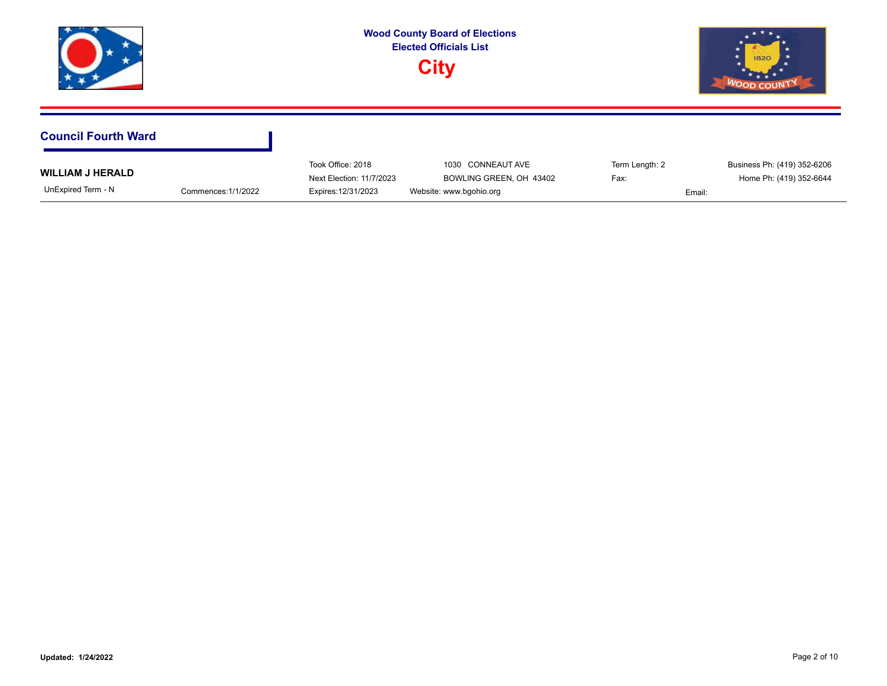# Wood County Board of Elections
## Elected Officials List
## City

### Council Fourth Ward

**WILLIAM J HERALD**

UnExpired Term - N

Commences:1/1/2022

Took Office: 2018

Next Election: 11/7/2023

Expires:12/31/2023

1030 CONNEAUT AVE

BOWLING GREEN, OH 43402

Website: www.bgohio.org

Term Length: 2

Fax:

Email:

Business Ph: (419) 352-6206

Home Ph: (419) 352-6644

**Updated: 1/24/2022**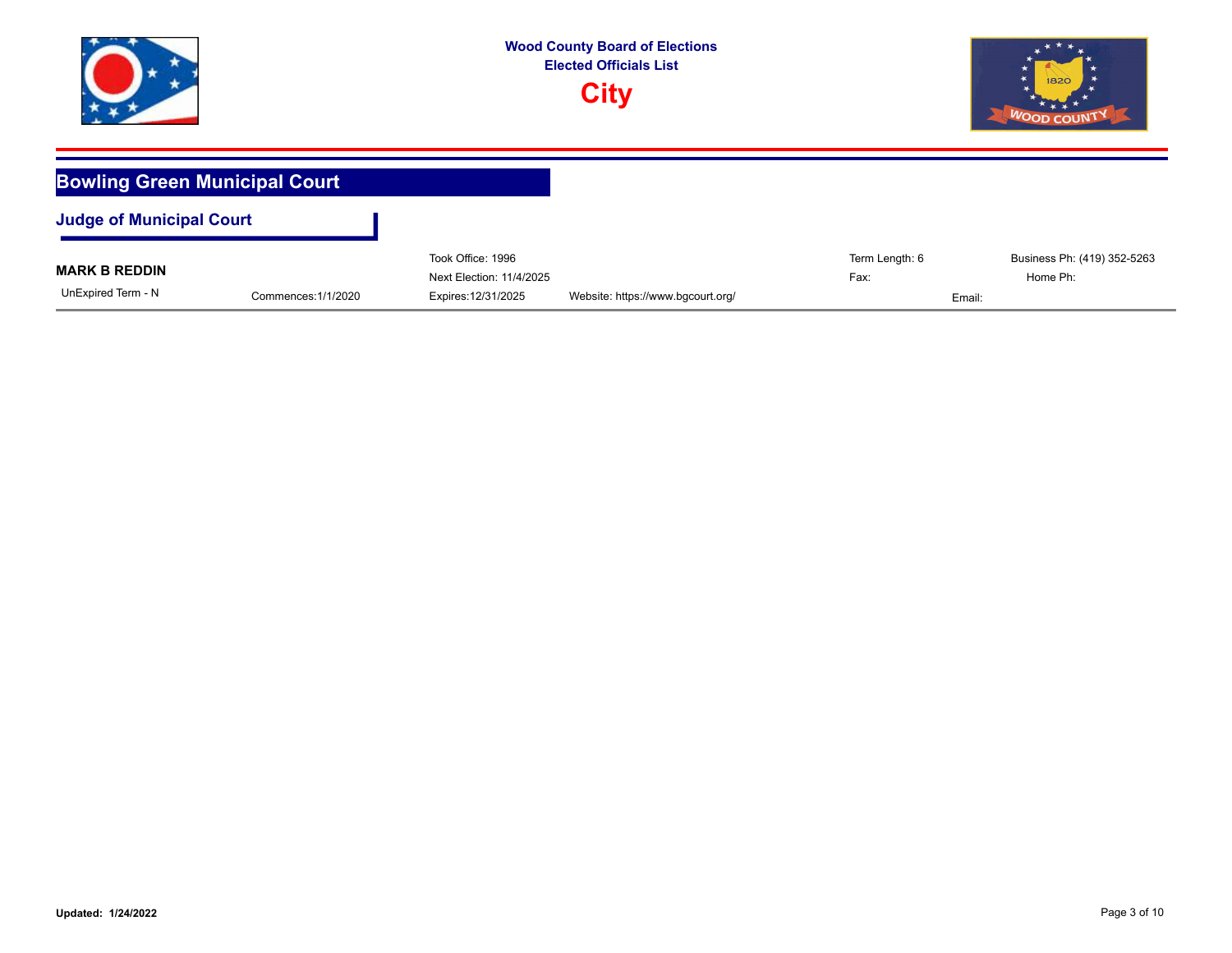**Wood County Board of Elections**
**Elected Officials List**

# City

## Bowling Green Municipal Court

### Judge of Municipal Court

**MARK B REDDIN**

UnExpired Term - N

Commences:1/1/2020

Took Office: 1996

Next Election: 11/4/2025

Expires:12/31/2025

Website: https://www.bgcourt.org/

Term Length: 6

Fax:

Email:

Business Ph: (419) 352-5263

Home Ph:

**Updated: 1/24/2022**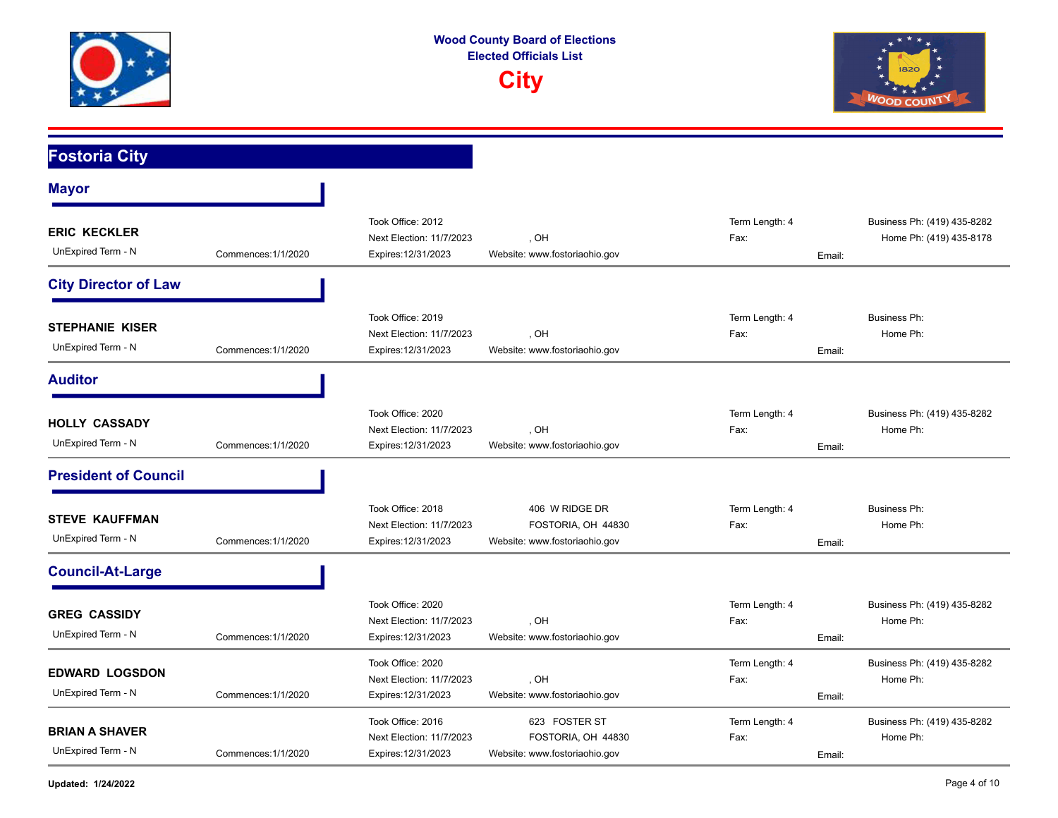**Wood County Board of Elections**
**Elected Officials List**

# City

## Fostoria City

### Mayor

**ERIC KECKLER**
UnExpired Term - N | Commences:1/1/2020
Took Office: 2012
Next Election: 11/7/2023
Expires:12/31/2023
, OH
Website: www.fostoriaohio.gov
Term Length: 4
Fax:
Email:
Business Ph: (419) 435-8282
Home Ph: (419) 435-8178

### City Director of Law

**STEPHANIE KISER**
UnExpired Term - N | Commences:1/1/2020
Took Office: 2019
Next Election: 11/7/2023
Expires:12/31/2023
, OH
Website: www.fostoriaohio.gov
Term Length: 4
Fax:
Email:
Business Ph:
Home Ph:

### Auditor

**HOLLY CASSADY**
UnExpired Term - N | Commences:1/1/2020
Took Office: 2020
Next Election: 11/7/2023
Expires:12/31/2023
, OH
Website: www.fostoriaohio.gov
Term Length: 4
Fax:
Email:
Business Ph: (419) 435-8282
Home Ph:

### President of Council

**STEVE KAUFFMAN**
UnExpired Term - N | Commences:1/1/2020
Took Office: 2018
Next Election: 11/7/2023
Expires:12/31/2023
406 W RIDGE DR
FOSTORIA, OH 44830
Website: www.fostoriaohio.gov
Term Length: 4
Fax:
Email:
Business Ph:
Home Ph:

### Council-At-Large

**GREG CASSIDY**
UnExpired Term - N | Commences:1/1/2020
Took Office: 2020
Next Election: 11/7/2023
Expires:12/31/2023
, OH
Website: www.fostoriaohio.gov
Term Length: 4
Fax:
Email:
Business Ph: (419) 435-8282
Home Ph:

**EDWARD LOGSDON**
UnExpired Term - N | Commences:1/1/2020
Took Office: 2020
Next Election: 11/7/2023
Expires:12/31/2023
, OH
Website: www.fostoriaohio.gov
Term Length: 4
Fax:
Email:
Business Ph: (419) 435-8282
Home Ph:

**BRIAN A SHAVER**
UnExpired Term - N | Commences:1/1/2020
Took Office: 2016
Next Election: 11/7/2023
Expires:12/31/2023
623 FOSTER ST
FOSTORIA, OH 44830
Website: www.fostoriaohio.gov
Term Length: 4
Fax:
Email:
Business Ph: (419) 435-8282
Home Ph:

**Updated: 1/24/2022**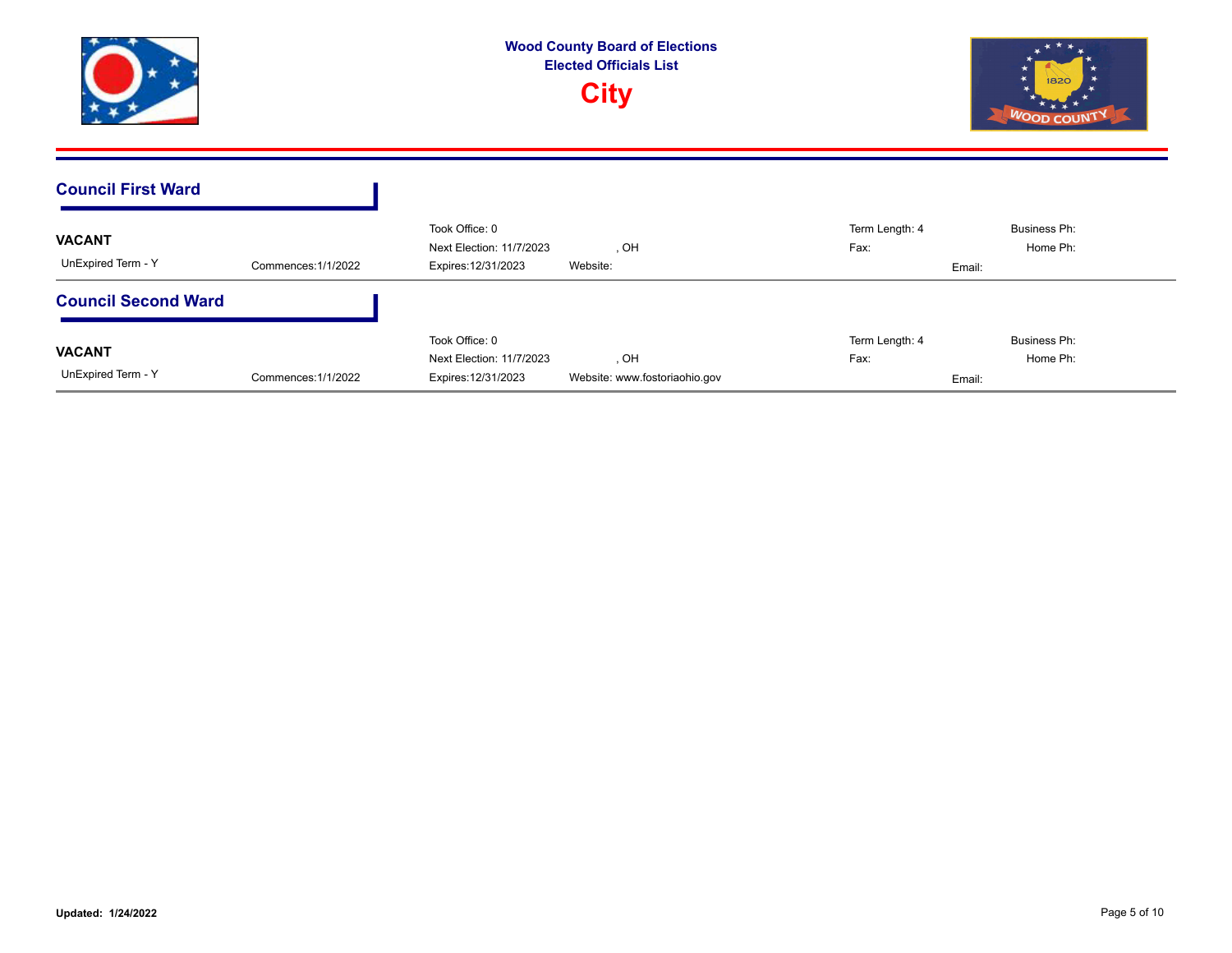# Wood County Board of Elections
## Elected Officials List
## City

### Council First Ward

**VACANT**

UnExpired Term - Y | Commences:1/1/2022

Took Office: 0
Next Election: 11/7/2023
Expires:12/31/2023

, OH
Website:

Term Length: 4
Fax:

Business Ph:
Home Ph:
Email:

### Council Second Ward

**VACANT**

UnExpired Term - Y | Commences:1/1/2022

Took Office: 0
Next Election: 11/7/2023
Expires:12/31/2023

, OH
Website: www.fostoriaohio.gov

Term Length: 4
Fax:

Business Ph:
Home Ph:
Email:

**Updated: 1/24/2022**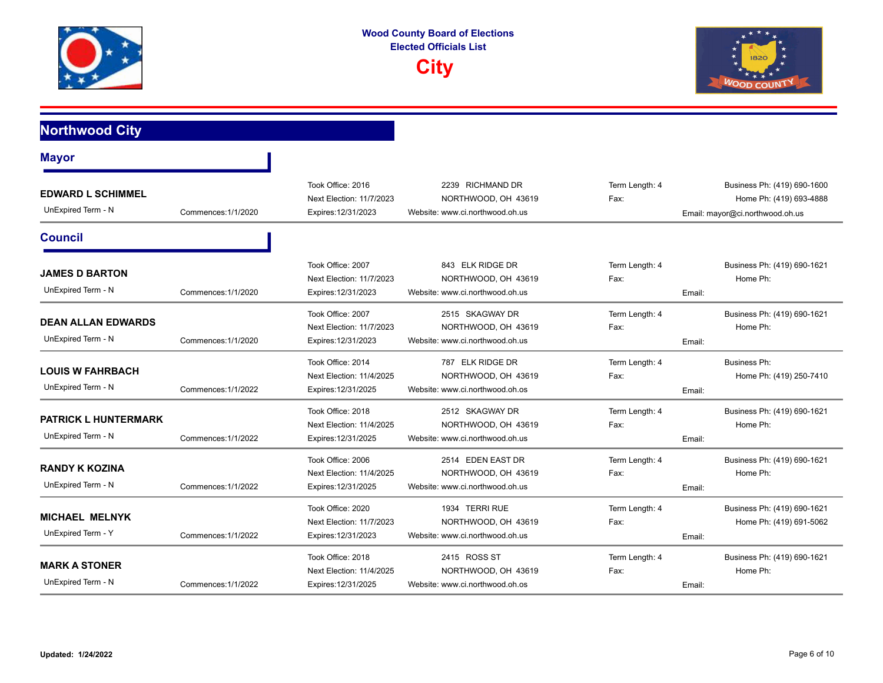**Wood County Board of Elections**
**Elected Officials List**

# City

## Northwood City

### Mayor

**EDWARD L SCHIMMEL**
UnExpired Term - N | Commences:1/1/2020
Took Office: 2016
Next Election: 11/7/2023
Expires:12/31/2023
2239 RICHMAND DR
NORTHWOOD, OH 43619
Website: www.ci.northwood.oh.us
Term Length: 4
Fax:
Business Ph: (419) 690-1600
Home Ph: (419) 693-4888
Email: mayor@ci.northwood.oh.us

### Council

**JAMES D BARTON**
UnExpired Term - N | Commences:1/1/2020
Took Office: 2007
Next Election: 11/7/2023
Expires:12/31/2023
843 ELK RIDGE DR
NORTHWOOD, OH 43619
Website: www.ci.northwood.oh.us
Term Length: 4
Fax:
Business Ph: (419) 690-1621
Home Ph:
Email:

**DEAN ALLAN EDWARDS**
UnExpired Term - N | Commences:1/1/2020
Took Office: 2007
Next Election: 11/7/2023
Expires:12/31/2023
2515 SKAGWAY DR
NORTHWOOD, OH 43619
Website: www.ci.northwood.oh.us
Term Length: 4
Fax:
Business Ph: (419) 690-1621
Home Ph:
Email:

**LOUIS W FAHRBACH**
UnExpired Term - N | Commences:1/1/2022
Took Office: 2014
Next Election: 11/4/2025
Expires:12/31/2025
787 ELK RIDGE DR
NORTHWOOD, OH 43619
Website: www.ci.northwood.oh.os
Term Length: 4
Fax:
Business Ph:
Home Ph: (419) 250-7410
Email:

**PATRICK L HUNTERMARK**
UnExpired Term - N | Commences:1/1/2022
Took Office: 2018
Next Election: 11/4/2025
Expires:12/31/2025
2512 SKAGWAY DR
NORTHWOOD, OH 43619
Website: www.ci.northwood.oh.us
Term Length: 4
Fax:
Business Ph: (419) 690-1621
Home Ph:
Email:

**RANDY K KOZINA**
UnExpired Term - N | Commences:1/1/2022
Took Office: 2006
Next Election: 11/4/2025
Expires:12/31/2025
2514 EDEN EAST DR
NORTHWOOD, OH 43619
Website: www.ci.northwood.oh.us
Term Length: 4
Fax:
Business Ph: (419) 690-1621
Home Ph:
Email:

**MICHAEL MELNYK**
UnExpired Term - Y | Commences:1/1/2022
Took Office: 2020
Next Election: 11/7/2023
Expires:12/31/2023
1934 TERRI RUE
NORTHWOOD, OH 43619
Website: www.ci.northwood.oh.us
Term Length: 4
Fax:
Business Ph: (419) 690-1621
Home Ph: (419) 691-5062
Email:

**MARK A STONER**
UnExpired Term - N | Commences:1/1/2022
Took Office: 2018
Next Election: 11/4/2025
Expires:12/31/2025
2415 ROSS ST
NORTHWOOD, OH 43619
Website: www.ci.northwood.oh.os
Term Length: 4
Fax:
Business Ph: (419) 690-1621
Home Ph:
Email:

**Updated: 1/24/2022**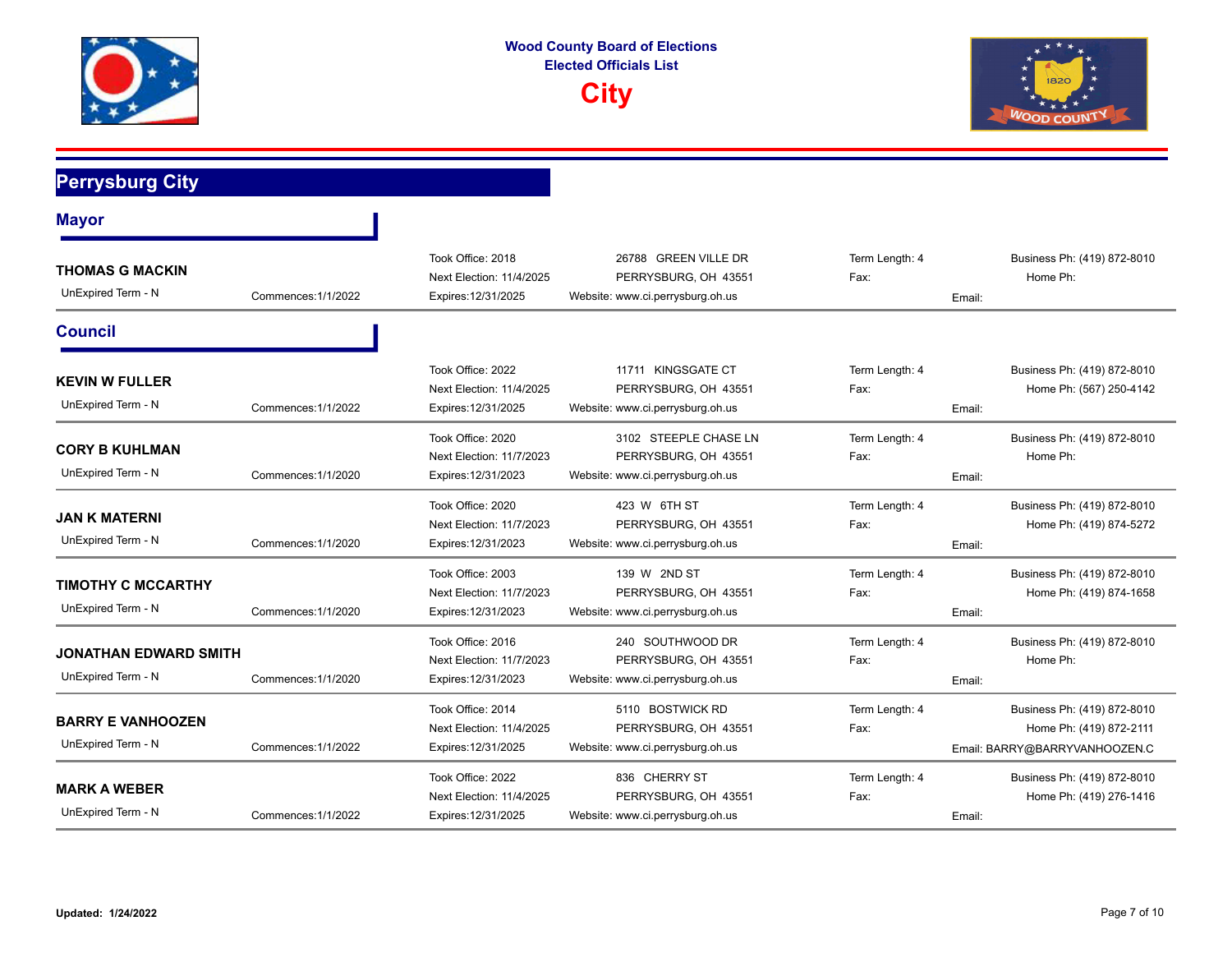# Wood County Board of Elections
## Elected Officials List
## City

## Perrysburg City

### Mayor

| Name | Commences | Term Info | Address | Term Length / Fax | Phones / Email |
|---|---|---|---|---|---|
| **THOMAS G MACKIN**<br>UnExpired Term - N | Commences:1/1/2022 | Took Office: 2018<br>Next Election: 11/4/2025<br>Expires:12/31/2025 | 26788 GREEN VILLE DR<br>PERRYSBURG, OH 43551<br>Website: www.ci.perrysburg.oh.us | Term Length: 4<br>Fax: | Business Ph: (419) 872-8010<br>Home Ph:<br>Email: |

### Council

| Name | Commences | Term Info | Address | Term Length / Fax | Phones / Email |
|---|---|---|---|---|---|
| **KEVIN W FULLER**<br>UnExpired Term - N | Commences:1/1/2022 | Took Office: 2022<br>Next Election: 11/4/2025<br>Expires:12/31/2025 | 11711 KINGSGATE CT<br>PERRYSBURG, OH 43551<br>Website: www.ci.perrysburg.oh.us | Term Length: 4<br>Fax: | Business Ph: (419) 872-8010<br>Home Ph: (567) 250-4142<br>Email: |
| **CORY B KUHLMAN**<br>UnExpired Term - N | Commences:1/1/2020 | Took Office: 2020<br>Next Election: 11/7/2023<br>Expires:12/31/2023 | 3102 STEEPLE CHASE LN<br>PERRYSBURG, OH 43551<br>Website: www.ci.perrysburg.oh.us | Term Length: 4<br>Fax: | Business Ph: (419) 872-8010<br>Home Ph:<br>Email: |
| **JAN K MATERNI**<br>UnExpired Term - N | Commences:1/1/2020 | Took Office: 2020<br>Next Election: 11/7/2023<br>Expires:12/31/2023 | 423 W 6TH ST<br>PERRYSBURG, OH 43551<br>Website: www.ci.perrysburg.oh.us | Term Length: 4<br>Fax: | Business Ph: (419) 872-8010<br>Home Ph: (419) 874-5272<br>Email: |
| **TIMOTHY C MCCARTHY**<br>UnExpired Term - N | Commences:1/1/2020 | Took Office: 2003<br>Next Election: 11/7/2023<br>Expires:12/31/2023 | 139 W 2ND ST<br>PERRYSBURG, OH 43551<br>Website: www.ci.perrysburg.oh.us | Term Length: 4<br>Fax: | Business Ph: (419) 872-8010<br>Home Ph: (419) 874-1658<br>Email: |
| **JONATHAN EDWARD SMITH**<br>UnExpired Term - N | Commences:1/1/2020 | Took Office: 2016<br>Next Election: 11/7/2023<br>Expires:12/31/2023 | 240 SOUTHWOOD DR<br>PERRYSBURG, OH 43551<br>Website: www.ci.perrysburg.oh.us | Term Length: 4<br>Fax: | Business Ph: (419) 872-8010<br>Home Ph:<br>Email: |
| **BARRY E VANHOOZEN**<br>UnExpired Term - N | Commences:1/1/2022 | Took Office: 2014<br>Next Election: 11/4/2025<br>Expires:12/31/2025 | 5110 BOSTWICK RD<br>PERRYSBURG, OH 43551<br>Website: www.ci.perrysburg.oh.us | Term Length: 4<br>Fax: | Business Ph: (419) 872-8010<br>Home Ph: (419) 872-2111<br>Email: BARRY@BARRYVANHOOZEN.C |
| **MARK A WEBER**<br>UnExpired Term - N | Commences:1/1/2022 | Took Office: 2022<br>Next Election: 11/4/2025<br>Expires:12/31/2025 | 836 CHERRY ST<br>PERRYSBURG, OH 43551<br>Website: www.ci.perrysburg.oh.us | Term Length: 4<br>Fax: | Business Ph: (419) 872-8010<br>Home Ph: (419) 276-1416<br>Email: |

**Updated: 1/24/2022**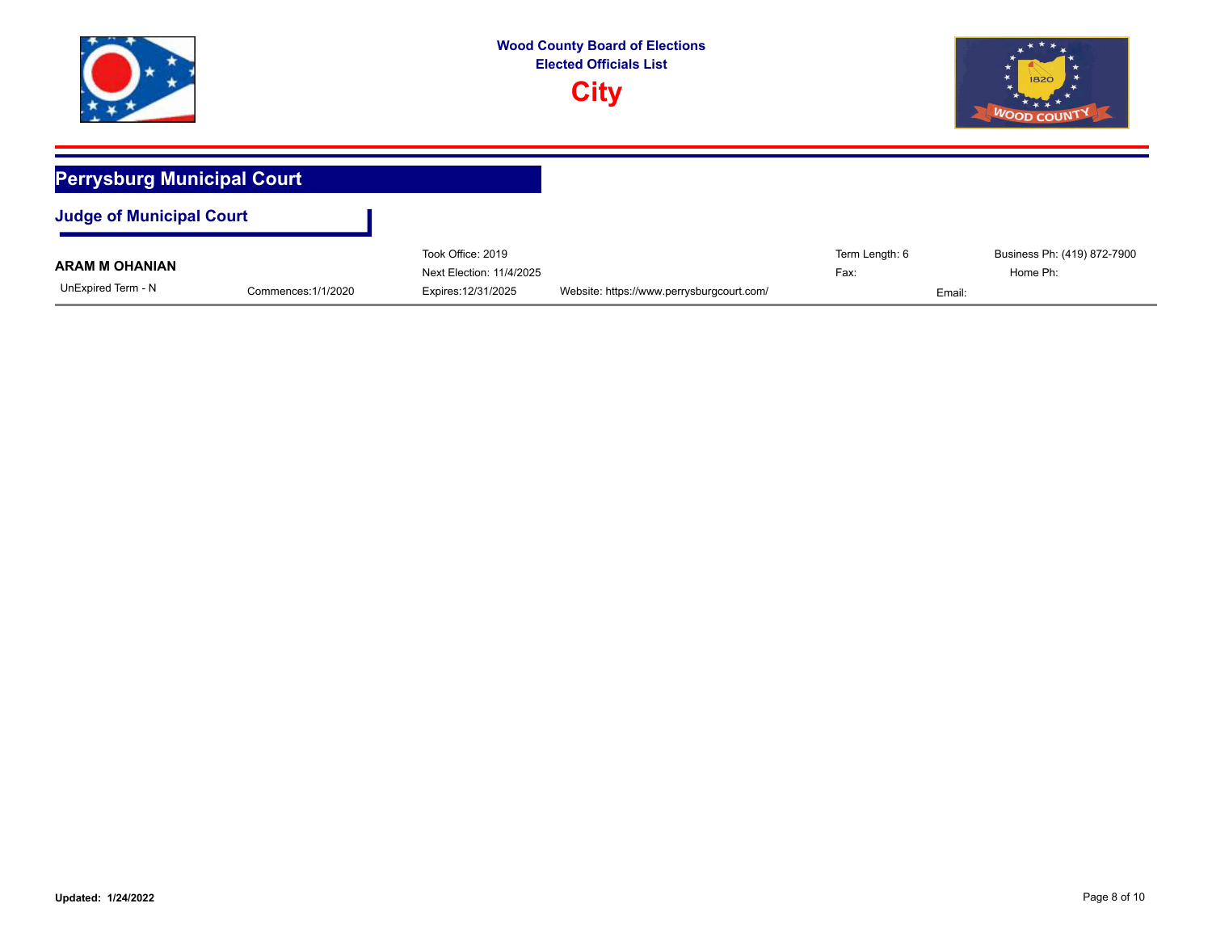Wood County Board of Elections
Elected Officials List
# City

## Perrysburg Municipal Court

### Judge of Municipal Court

**ARAM M OHANIAN**

UnExpired Term - N

Commences:1/1/2020

Took Office: 2019

Next Election: 11/4/2025

Expires:12/31/2025

Website: https://www.perrysburgcourt.com/

Term Length: 6

Fax:

Email:

Business Ph: (419) 872-7900

Home Ph:

**Updated: 1/24/2022**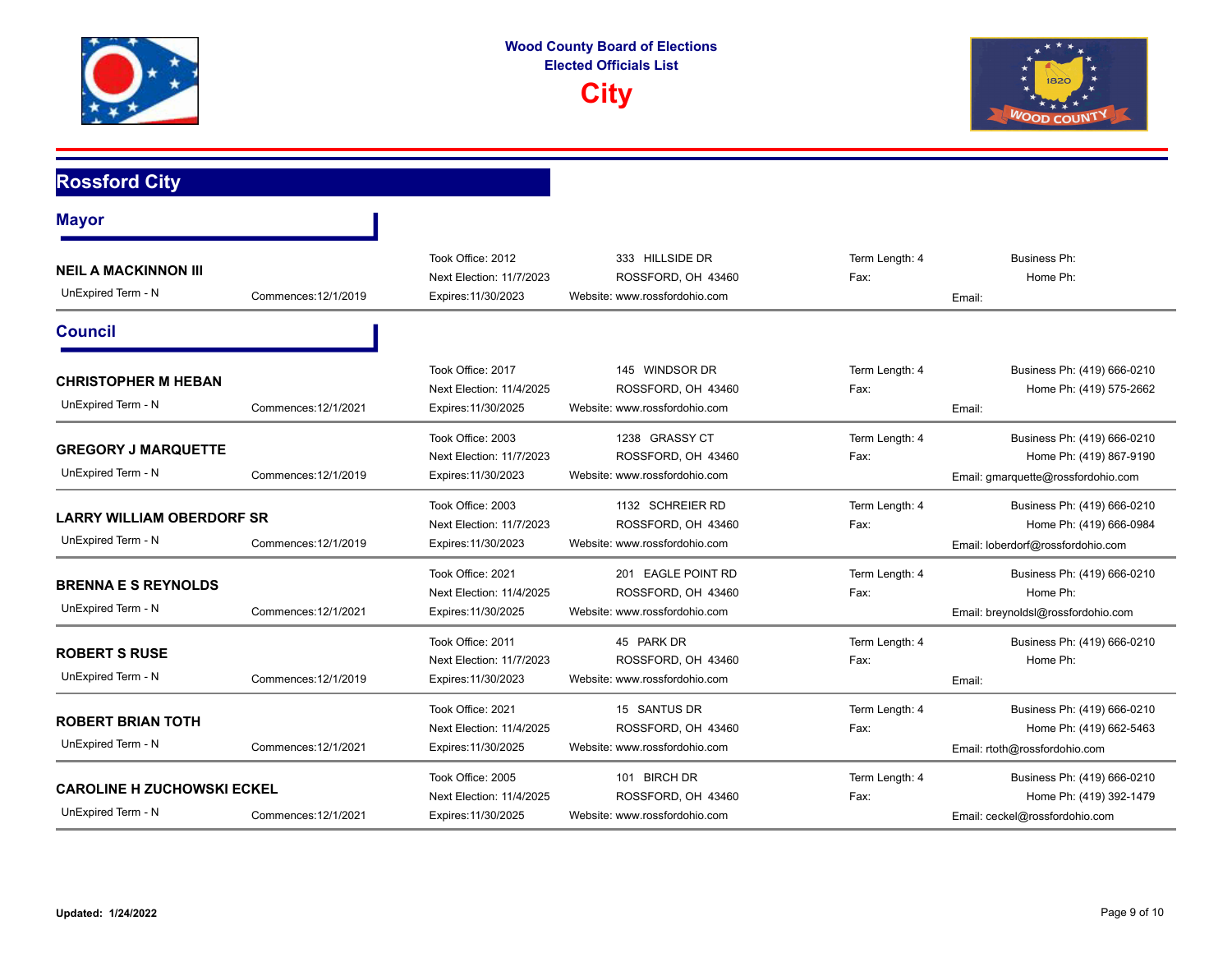**Wood County Board of Elections**
**Elected Officials List**

# City

## Rossford City

### Mayor

**NEIL A MACKINNON III**
UnExpired Term - N | Commences:12/1/2019
Took Office: 2012
Next Election: 11/7/2023
Expires:11/30/2023
333 HILLSIDE DR
ROSSFORD, OH 43460
Website: www.rossfordohio.com
Term Length: 4
Fax:
Business Ph:
Home Ph:
Email:

### Council

**CHRISTOPHER M HEBAN**
UnExpired Term - N | Commences:12/1/2021
Took Office: 2017
Next Election: 11/4/2025
Expires:11/30/2025
145 WINDSOR DR
ROSSFORD, OH 43460
Website: www.rossfordohio.com
Term Length: 4
Fax:
Business Ph: (419) 666-0210
Home Ph: (419) 575-2662
Email:

**GREGORY J MARQUETTE**
UnExpired Term - N | Commences:12/1/2019
Took Office: 2003
Next Election: 11/7/2023
Expires:11/30/2023
1238 GRASSY CT
ROSSFORD, OH 43460
Website: www.rossfordohio.com
Term Length: 4
Fax:
Business Ph: (419) 666-0210
Home Ph: (419) 867-9190
Email: gmarquette@rossfordohio.com

**LARRY WILLIAM OBERDORF SR**
UnExpired Term - N | Commences:12/1/2019
Took Office: 2003
Next Election: 11/7/2023
Expires:11/30/2023
1132 SCHREIER RD
ROSSFORD, OH 43460
Website: www.rossfordohio.com
Term Length: 4
Fax:
Business Ph: (419) 666-0210
Home Ph: (419) 666-0984
Email: loberdorf@rossfordohio.com

**BRENNA E S REYNOLDS**
UnExpired Term - N | Commences:12/1/2021
Took Office: 2021
Next Election: 11/4/2025
Expires:11/30/2025
201 EAGLE POINT RD
ROSSFORD, OH 43460
Website: www.rossfordohio.com
Term Length: 4
Fax:
Business Ph: (419) 666-0210
Home Ph:
Email: breynoldsl@rossfordohio.com

**ROBERT S RUSE**
UnExpired Term - N | Commences:12/1/2019
Took Office: 2011
Next Election: 11/7/2023
Expires:11/30/2023
45 PARK DR
ROSSFORD, OH 43460
Website: www.rossfordohio.com
Term Length: 4
Fax:
Business Ph: (419) 666-0210
Home Ph:
Email:

**ROBERT BRIAN TOTH**
UnExpired Term - N | Commences:12/1/2021
Took Office: 2021
Next Election: 11/4/2025
Expires:11/30/2025
15 SANTUS DR
ROSSFORD, OH 43460
Website: www.rossfordohio.com
Term Length: 4
Fax:
Business Ph: (419) 666-0210
Home Ph: (419) 662-5463
Email: rtoth@rossfordohio.com

**CAROLINE H ZUCHOWSKI ECKEL**
UnExpired Term - N | Commences:12/1/2021
Took Office: 2005
Next Election: 11/4/2025
Expires:11/30/2025
101 BIRCH DR
ROSSFORD, OH 43460
Website: www.rossfordohio.com
Term Length: 4
Fax:
Business Ph: (419) 666-0210
Home Ph: (419) 392-1479
Email: ceckel@rossfordohio.com

**Updated: 1/24/2022**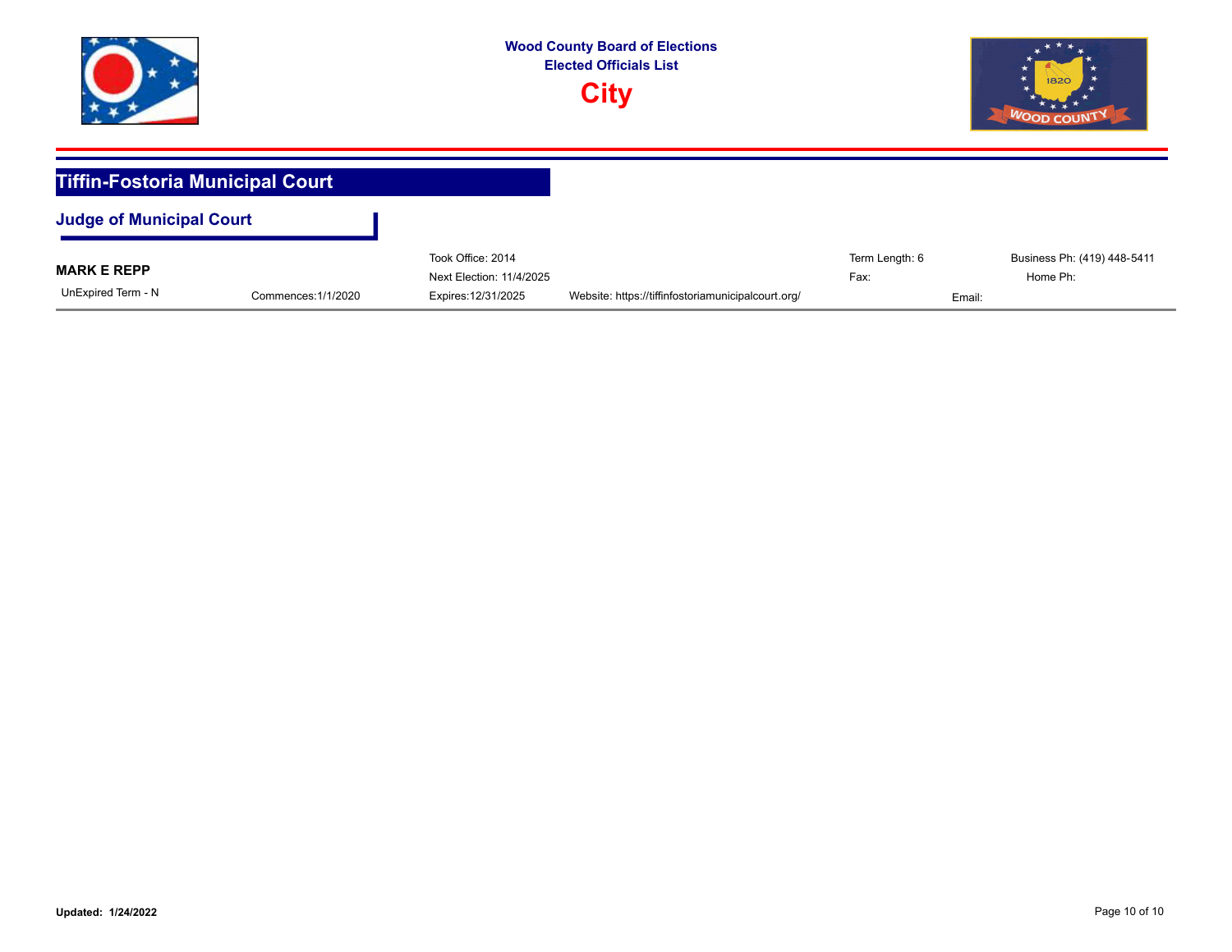Wood County Board of Elections
Elected Officials List

# City

## Tiffin-Fostoria Municipal Court

### Judge of Municipal Court

**MARK E REPP**

UnExpired Term - N

Commences:1/1/2020

Took Office: 2014
Next Election: 11/4/2025
Expires:12/31/2025

Website: https://tiffinfostoriamunicipalcourt.org/

Term Length: 6
Fax:

Business Ph: (419) 448-5411
Home Ph:
Email:

**Updated: 1/24/2022**